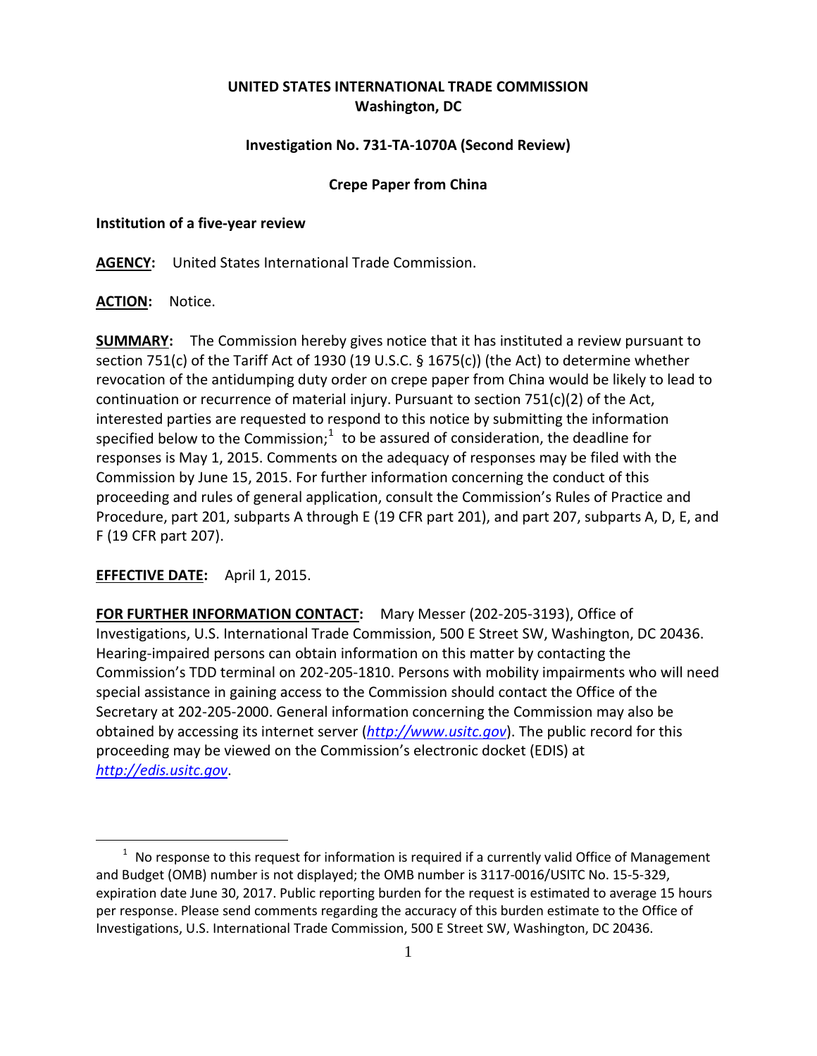**UNITED STATES INTERNATIONAL TRADE COMMISSION**
**Washington, DC**

**Investigation No. 731-TA-1070A (Second Review)**

**Crepe Paper from China**

**Institution of a five-year review**

**AGENCY:** United States International Trade Commission.

**ACTION:** Notice.

**SUMMARY:** The Commission hereby gives notice that it has instituted a review pursuant to section 751(c) of the Tariff Act of 1930 (19 U.S.C. § 1675(c)) (the Act) to determine whether revocation of the antidumping duty order on crepe paper from China would be likely to lead to continuation or recurrence of material injury. Pursuant to section 751(c)(2) of the Act, interested parties are requested to respond to this notice by submitting the information specified below to the Commission;[1] to be assured of consideration, the deadline for responses is May 1, 2015. Comments on the adequacy of responses may be filed with the Commission by June 15, 2015. For further information concerning the conduct of this proceeding and rules of general application, consult the Commission's Rules of Practice and Procedure, part 201, subparts A through E (19 CFR part 201), and part 207, subparts A, D, E, and F (19 CFR part 207).

**EFFECTIVE DATE:** April 1, 2015.

**FOR FURTHER INFORMATION CONTACT:** Mary Messer (202-205-3193), Office of Investigations, U.S. International Trade Commission, 500 E Street SW, Washington, DC 20436. Hearing-impaired persons can obtain information on this matter by contacting the Commission's TDD terminal on 202-205-1810. Persons with mobility impairments who will need special assistance in gaining access to the Commission should contact the Office of the Secretary at 202-205-2000. General information concerning the Commission may also be obtained by accessing its internet server (*http://www.usitc.gov*). The public record for this proceeding may be viewed on the Commission's electronic docket (EDIS) at *http://edis.usitc.gov*.

---

[1] No response to this request for information is required if a currently valid Office of Management and Budget (OMB) number is not displayed; the OMB number is 3117-0016/USITC No. 15-5-329, expiration date June 30, 2017. Public reporting burden for the request is estimated to average 15 hours per response. Please send comments regarding the accuracy of this burden estimate to the Office of Investigations, U.S. International Trade Commission, 500 E Street SW, Washington, DC 20436.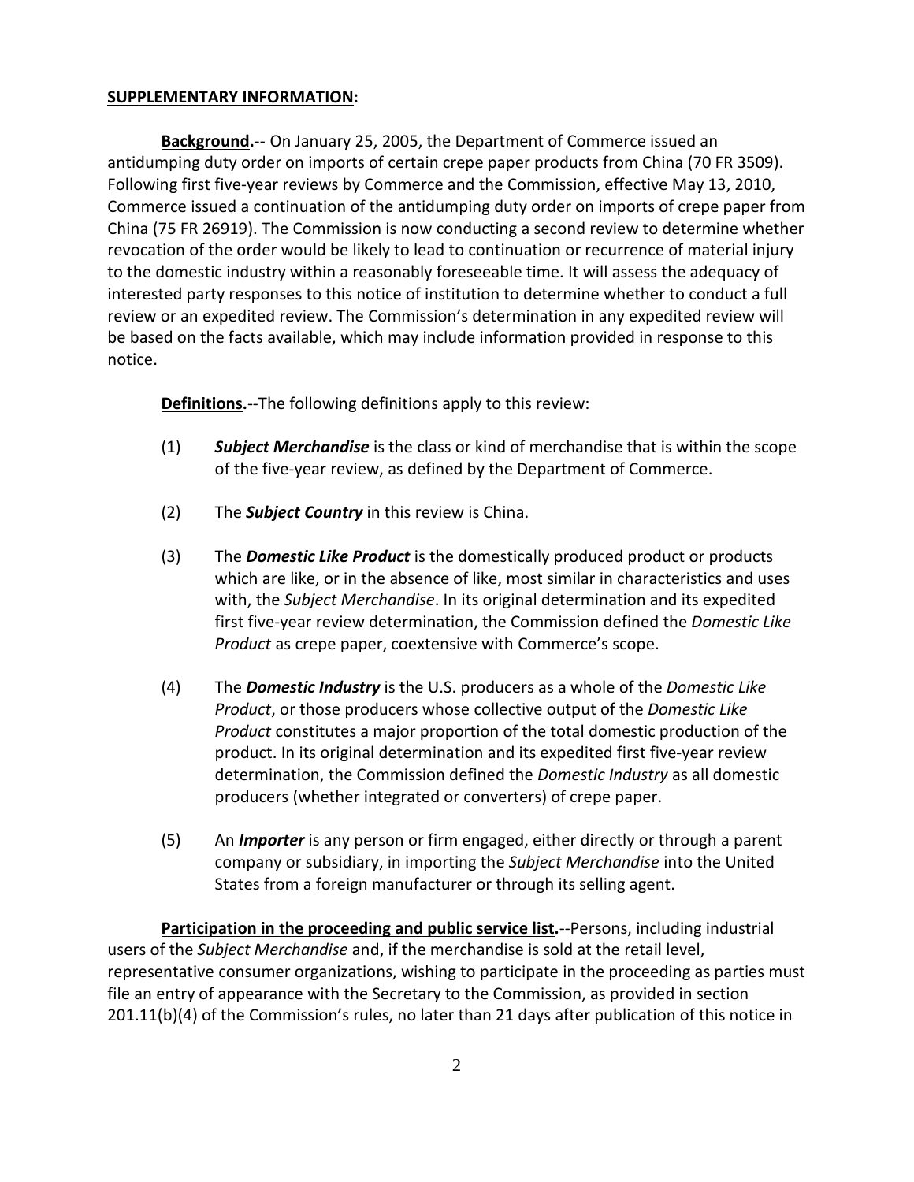**SUPPLEMENTARY INFORMATION:**

**Background.**-- On January 25, 2005, the Department of Commerce issued an antidumping duty order on imports of certain crepe paper products from China (70 FR 3509). Following first five-year reviews by Commerce and the Commission, effective May 13, 2010, Commerce issued a continuation of the antidumping duty order on imports of crepe paper from China (75 FR 26919). The Commission is now conducting a second review to determine whether revocation of the order would be likely to lead to continuation or recurrence of material injury to the domestic industry within a reasonably foreseeable time. It will assess the adequacy of interested party responses to this notice of institution to determine whether to conduct a full review or an expedited review. The Commission's determination in any expedited review will be based on the facts available, which may include information provided in response to this notice.

**Definitions.**--The following definitions apply to this review:

(1) ***Subject Merchandise*** is the class or kind of merchandise that is within the scope of the five-year review, as defined by the Department of Commerce.

(2) The ***Subject Country*** in this review is China.

(3) The ***Domestic Like Product*** is the domestically produced product or products which are like, or in the absence of like, most similar in characteristics and uses with, the *Subject Merchandise*. In its original determination and its expedited first five-year review determination, the Commission defined the *Domestic Like Product* as crepe paper, coextensive with Commerce's scope.

(4) The ***Domestic Industry*** is the U.S. producers as a whole of the *Domestic Like Product*, or those producers whose collective output of the *Domestic Like Product* constitutes a major proportion of the total domestic production of the product. In its original determination and its expedited first five-year review determination, the Commission defined the *Domestic Industry* as all domestic producers (whether integrated or converters) of crepe paper.

(5) An ***Importer*** is any person or firm engaged, either directly or through a parent company or subsidiary, in importing the *Subject Merchandise* into the United States from a foreign manufacturer or through its selling agent.

**Participation in the proceeding and public service list.**--Persons, including industrial users of the *Subject Merchandise* and, if the merchandise is sold at the retail level, representative consumer organizations, wishing to participate in the proceeding as parties must file an entry of appearance with the Secretary to the Commission, as provided in section 201.11(b)(4) of the Commission's rules, no later than 21 days after publication of this notice in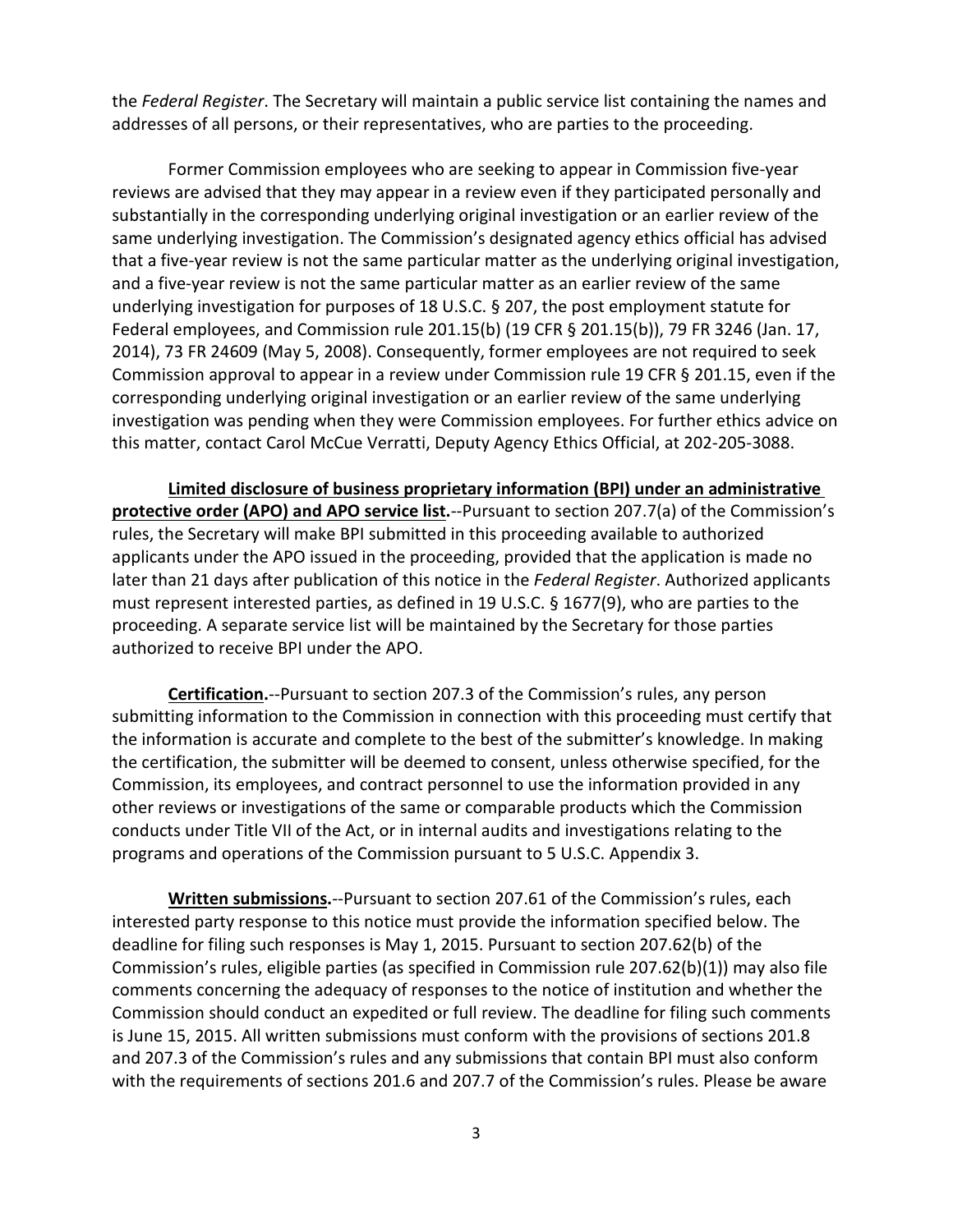the *Federal Register*. The Secretary will maintain a public service list containing the names and addresses of all persons, or their representatives, who are parties to the proceeding.

Former Commission employees who are seeking to appear in Commission five-year reviews are advised that they may appear in a review even if they participated personally and substantially in the corresponding underlying original investigation or an earlier review of the same underlying investigation. The Commission's designated agency ethics official has advised that a five-year review is not the same particular matter as the underlying original investigation, and a five-year review is not the same particular matter as an earlier review of the same underlying investigation for purposes of 18 U.S.C. § 207, the post employment statute for Federal employees, and Commission rule 201.15(b) (19 CFR § 201.15(b)), 79 FR 3246 (Jan. 17, 2014), 73 FR 24609 (May 5, 2008). Consequently, former employees are not required to seek Commission approval to appear in a review under Commission rule 19 CFR § 201.15, even if the corresponding underlying original investigation or an earlier review of the same underlying investigation was pending when they were Commission employees. For further ethics advice on this matter, contact Carol McCue Verratti, Deputy Agency Ethics Official, at 202-205-3088.

**Limited disclosure of business proprietary information (BPI) under an administrative protective order (APO) and APO service list.**--Pursuant to section 207.7(a) of the Commission's rules, the Secretary will make BPI submitted in this proceeding available to authorized applicants under the APO issued in the proceeding, provided that the application is made no later than 21 days after publication of this notice in the *Federal Register*. Authorized applicants must represent interested parties, as defined in 19 U.S.C. § 1677(9), who are parties to the proceeding. A separate service list will be maintained by the Secretary for those parties authorized to receive BPI under the APO.

**Certification.**--Pursuant to section 207.3 of the Commission's rules, any person submitting information to the Commission in connection with this proceeding must certify that the information is accurate and complete to the best of the submitter's knowledge. In making the certification, the submitter will be deemed to consent, unless otherwise specified, for the Commission, its employees, and contract personnel to use the information provided in any other reviews or investigations of the same or comparable products which the Commission conducts under Title VII of the Act, or in internal audits and investigations relating to the programs and operations of the Commission pursuant to 5 U.S.C. Appendix 3.

**Written submissions.**--Pursuant to section 207.61 of the Commission's rules, each interested party response to this notice must provide the information specified below. The deadline for filing such responses is May 1, 2015. Pursuant to section 207.62(b) of the Commission's rules, eligible parties (as specified in Commission rule 207.62(b)(1)) may also file comments concerning the adequacy of responses to the notice of institution and whether the Commission should conduct an expedited or full review. The deadline for filing such comments is June 15, 2015. All written submissions must conform with the provisions of sections 201.8 and 207.3 of the Commission's rules and any submissions that contain BPI must also conform with the requirements of sections 201.6 and 207.7 of the Commission's rules. Please be aware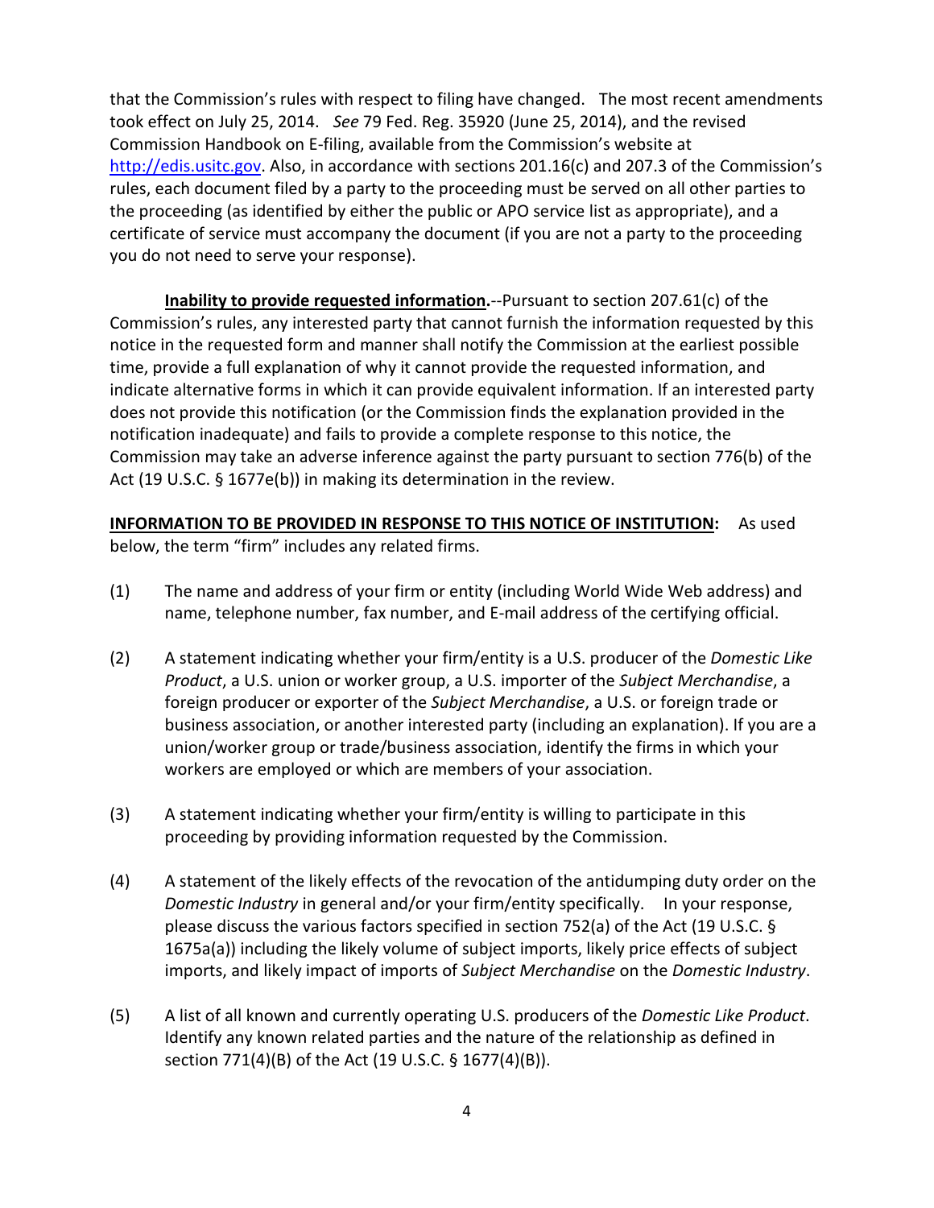that the Commission's rules with respect to filing have changed. The most recent amendments took effect on July 25, 2014. *See* 79 Fed. Reg. 35920 (June 25, 2014), and the revised Commission Handbook on E-filing, available from the Commission's website at [http://edis.usitc.gov](http://edis.usitc.gov). Also, in accordance with sections 201.16(c) and 207.3 of the Commission's rules, each document filed by a party to the proceeding must be served on all other parties to the proceeding (as identified by either the public or APO service list as appropriate), and a certificate of service must accompany the document (if you are not a party to the proceeding you do not need to serve your response).

**Inability to provide requested information.**--Pursuant to section 207.61(c) of the Commission's rules, any interested party that cannot furnish the information requested by this notice in the requested form and manner shall notify the Commission at the earliest possible time, provide a full explanation of why it cannot provide the requested information, and indicate alternative forms in which it can provide equivalent information. If an interested party does not provide this notification (or the Commission finds the explanation provided in the notification inadequate) and fails to provide a complete response to this notice, the Commission may take an adverse inference against the party pursuant to section 776(b) of the Act (19 U.S.C. § 1677e(b)) in making its determination in the review.

**INFORMATION TO BE PROVIDED IN RESPONSE TO THIS NOTICE OF INSTITUTION:** As used below, the term "firm" includes any related firms.

(1) The name and address of your firm or entity (including World Wide Web address) and name, telephone number, fax number, and E-mail address of the certifying official.

(2) A statement indicating whether your firm/entity is a U.S. producer of the *Domestic Like Product*, a U.S. union or worker group, a U.S. importer of the *Subject Merchandise*, a foreign producer or exporter of the *Subject Merchandise*, a U.S. or foreign trade or business association, or another interested party (including an explanation). If you are a union/worker group or trade/business association, identify the firms in which your workers are employed or which are members of your association.

(3) A statement indicating whether your firm/entity is willing to participate in this proceeding by providing information requested by the Commission.

(4) A statement of the likely effects of the revocation of the antidumping duty order on the *Domestic Industry* in general and/or your firm/entity specifically. In your response, please discuss the various factors specified in section 752(a) of the Act (19 U.S.C. § 1675a(a)) including the likely volume of subject imports, likely price effects of subject imports, and likely impact of imports of *Subject Merchandise* on the *Domestic Industry*.

(5) A list of all known and currently operating U.S. producers of the *Domestic Like Product*. Identify any known related parties and the nature of the relationship as defined in section 771(4)(B) of the Act (19 U.S.C. § 1677(4)(B)).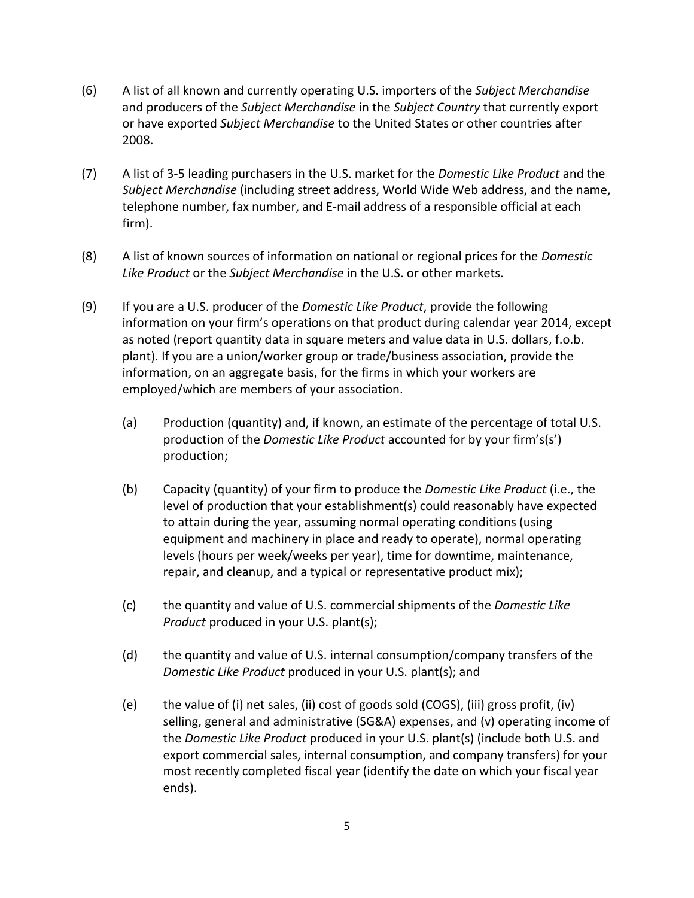(6) A list of all known and currently operating U.S. importers of the *Subject Merchandise* and producers of the *Subject Merchandise* in the *Subject Country* that currently export or have exported *Subject Merchandise* to the United States or other countries after 2008.

(7) A list of 3-5 leading purchasers in the U.S. market for the *Domestic Like Product* and the *Subject Merchandise* (including street address, World Wide Web address, and the name, telephone number, fax number, and E-mail address of a responsible official at each firm).

(8) A list of known sources of information on national or regional prices for the *Domestic Like Product* or the *Subject Merchandise* in the U.S. or other markets.

(9) If you are a U.S. producer of the *Domestic Like Product*, provide the following information on your firm's operations on that product during calendar year 2014, except as noted (report quantity data in square meters and value data in U.S. dollars, f.o.b. plant). If you are a union/worker group or trade/business association, provide the information, on an aggregate basis, for the firms in which your workers are employed/which are members of your association.

  (a) Production (quantity) and, if known, an estimate of the percentage of total U.S. production of the *Domestic Like Product* accounted for by your firm's(s') production;

  (b) Capacity (quantity) of your firm to produce the *Domestic Like Product* (i.e., the level of production that your establishment(s) could reasonably have expected to attain during the year, assuming normal operating conditions (using equipment and machinery in place and ready to operate), normal operating levels (hours per week/weeks per year), time for downtime, maintenance, repair, and cleanup, and a typical or representative product mix);

  (c) the quantity and value of U.S. commercial shipments of the *Domestic Like Product* produced in your U.S. plant(s);

  (d) the quantity and value of U.S. internal consumption/company transfers of the *Domestic Like Product* produced in your U.S. plant(s); and

  (e) the value of (i) net sales, (ii) cost of goods sold (COGS), (iii) gross profit, (iv) selling, general and administrative (SG&A) expenses, and (v) operating income of the *Domestic Like Product* produced in your U.S. plant(s) (include both U.S. and export commercial sales, internal consumption, and company transfers) for your most recently completed fiscal year (identify the date on which your fiscal year ends).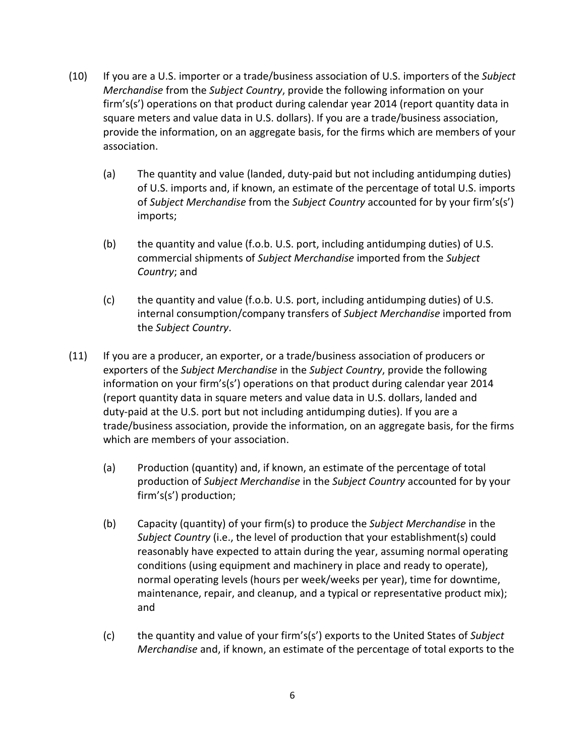(10) If you are a U.S. importer or a trade/business association of U.S. importers of the *Subject Merchandise* from the *Subject Country*, provide the following information on your firm's(s') operations on that product during calendar year 2014 (report quantity data in square meters and value data in U.S. dollars). If you are a trade/business association, provide the information, on an aggregate basis, for the firms which are members of your association.

(a) The quantity and value (landed, duty-paid but not including antidumping duties) of U.S. imports and, if known, an estimate of the percentage of total U.S. imports of *Subject Merchandise* from the *Subject Country* accounted for by your firm's(s') imports;

(b) the quantity and value (f.o.b. U.S. port, including antidumping duties) of U.S. commercial shipments of *Subject Merchandise* imported from the *Subject Country*; and

(c) the quantity and value (f.o.b. U.S. port, including antidumping duties) of U.S. internal consumption/company transfers of *Subject Merchandise* imported from the *Subject Country*.

(11) If you are a producer, an exporter, or a trade/business association of producers or exporters of the *Subject Merchandise* in the *Subject Country*, provide the following information on your firm's(s') operations on that product during calendar year 2014 (report quantity data in square meters and value data in U.S. dollars, landed and duty-paid at the U.S. port but not including antidumping duties). If you are a trade/business association, provide the information, on an aggregate basis, for the firms which are members of your association.

(a) Production (quantity) and, if known, an estimate of the percentage of total production of *Subject Merchandise* in the *Subject Country* accounted for by your firm's(s') production;

(b) Capacity (quantity) of your firm(s) to produce the *Subject Merchandise* in the *Subject Country* (i.e., the level of production that your establishment(s) could reasonably have expected to attain during the year, assuming normal operating conditions (using equipment and machinery in place and ready to operate), normal operating levels (hours per week/weeks per year), time for downtime, maintenance, repair, and cleanup, and a typical or representative product mix); and

(c) the quantity and value of your firm's(s') exports to the United States of *Subject Merchandise* and, if known, an estimate of the percentage of total exports to the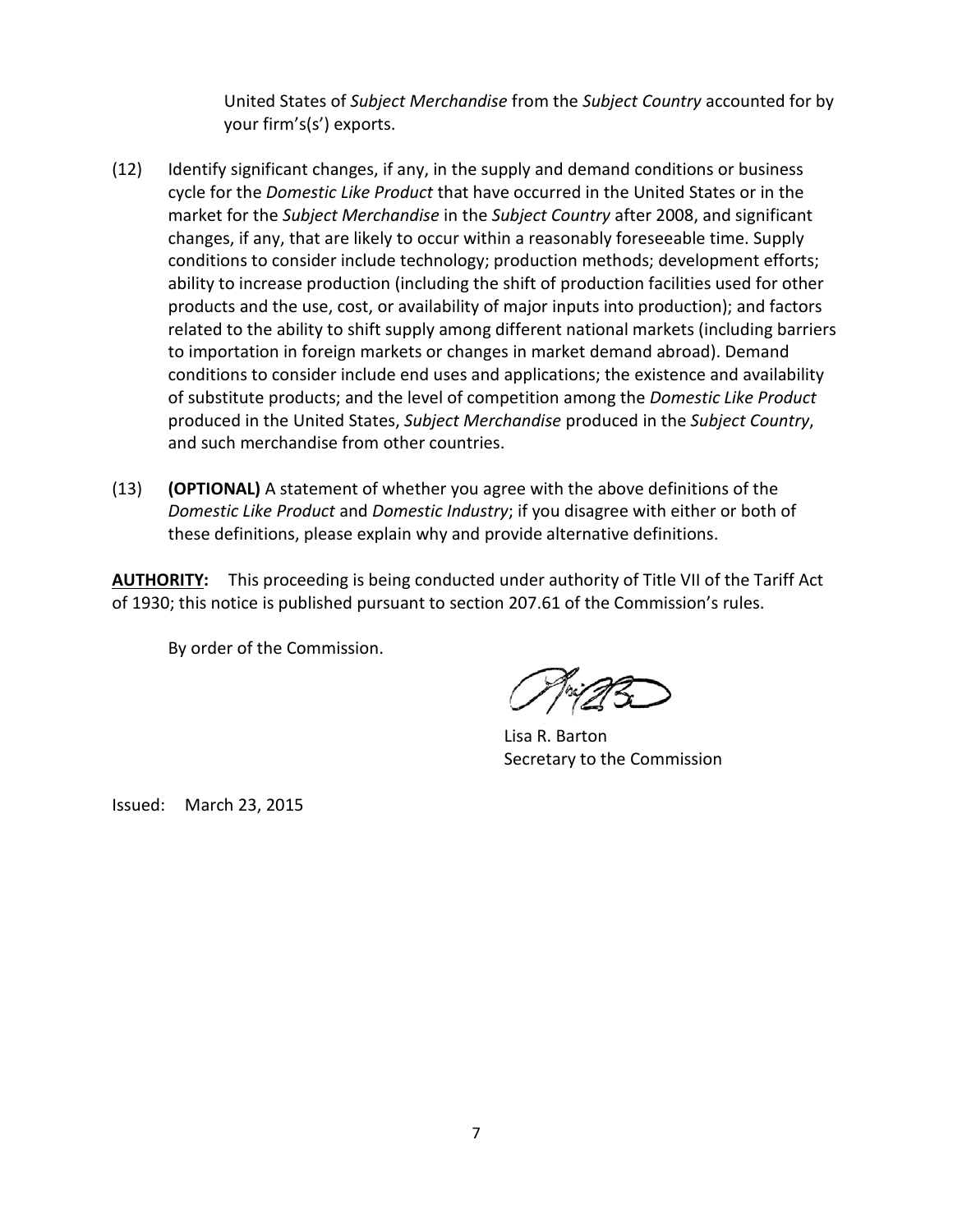United States of *Subject Merchandise* from the *Subject Country* accounted for by your firm's(s') exports.

(12) Identify significant changes, if any, in the supply and demand conditions or business cycle for the *Domestic Like Product* that have occurred in the United States or in the market for the *Subject Merchandise* in the *Subject Country* after 2008, and significant changes, if any, that are likely to occur within a reasonably foreseeable time. Supply conditions to consider include technology; production methods; development efforts; ability to increase production (including the shift of production facilities used for other products and the use, cost, or availability of major inputs into production); and factors related to the ability to shift supply among different national markets (including barriers to importation in foreign markets or changes in market demand abroad). Demand conditions to consider include end uses and applications; the existence and availability of substitute products; and the level of competition among the *Domestic Like Product* produced in the United States, *Subject Merchandise* produced in the *Subject Country*, and such merchandise from other countries.

(13) **(OPTIONAL)** A statement of whether you agree with the above definitions of the *Domestic Like Product* and *Domestic Industry*; if you disagree with either or both of these definitions, please explain why and provide alternative definitions.

**AUTHORITY:** This proceeding is being conducted under authority of Title VII of the Tariff Act of 1930; this notice is published pursuant to section 207.61 of the Commission's rules.

By order of the Commission.

Lisa R. Barton
Secretary to the Commission

Issued: March 23, 2015